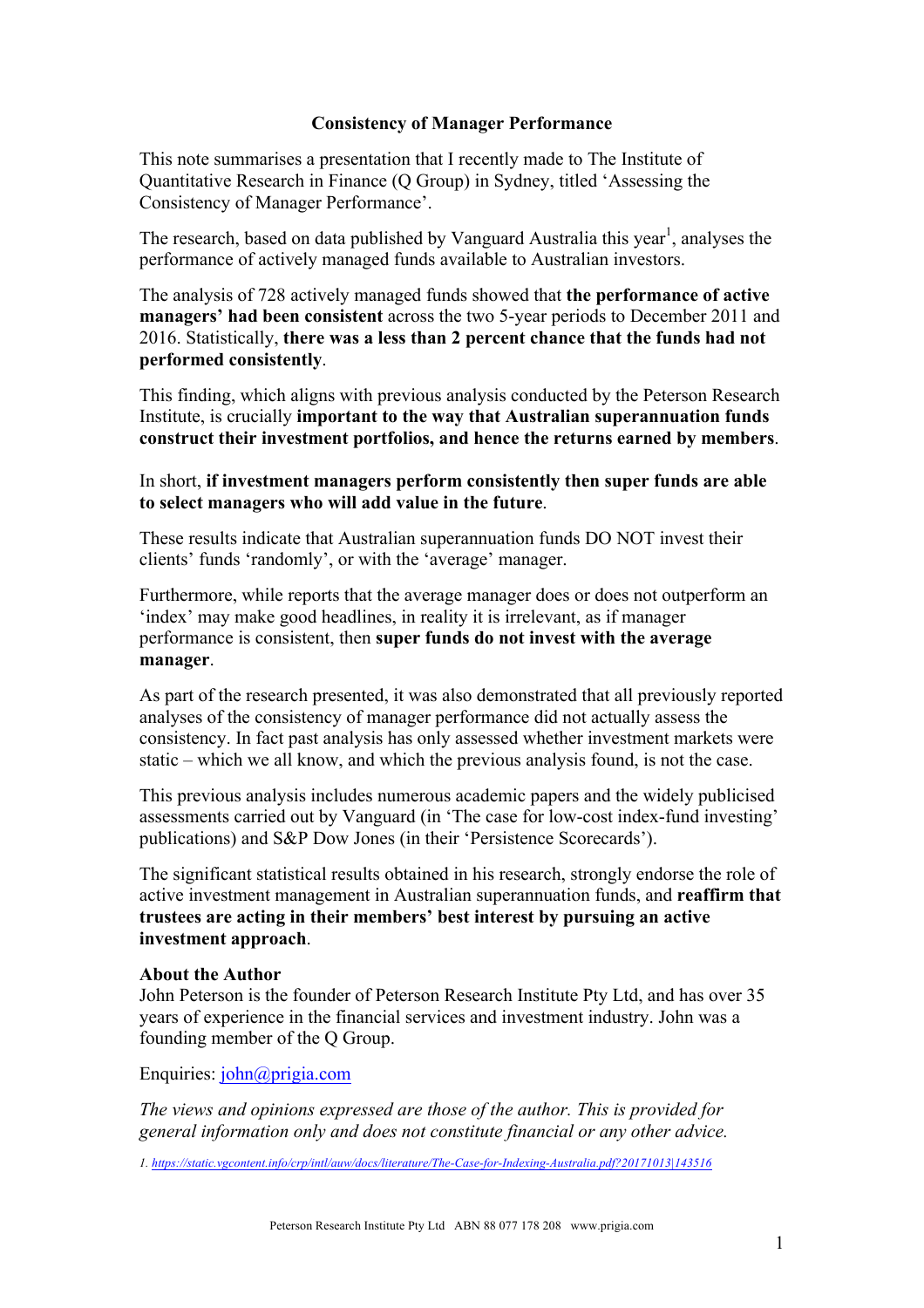# Consistency of Manager Performance

This note summarises a presentation that I recently made to The Institute of Quantitative Research in Finance (Q Group) in Sydney, titled 'Assessing the Consistency of Manager Performance'.

The research, based on data published by Vanguard Australia this year[1], analyses the performance of actively managed funds available to Australian investors.

The analysis of 728 actively managed funds showed that **the performance of active managers' had been consistent** across the two 5-year periods to December 2011 and 2016. Statistically, **there was a less than 2 percent chance that the funds had not performed consistently**.

This finding, which aligns with previous analysis conducted by the Peterson Research Institute, is crucially **important to the way that Australian superannuation funds construct their investment portfolios, and hence the returns earned by members**.

In short, **if investment managers perform consistently then super funds are able to select managers who will add value in the future**.

These results indicate that Australian superannuation funds DO NOT invest their clients' funds 'randomly', or with the 'average' manager.

Furthermore, while reports that the average manager does or does not outperform an 'index' may make good headlines, in reality it is irrelevant, as if manager performance is consistent, then **super funds do not invest with the average manager**.

As part of the research presented, it was also demonstrated that all previously reported analyses of the consistency of manager performance did not actually assess the consistency. In fact past analysis has only assessed whether investment markets were static – which we all know, and which the previous analysis found, is not the case.

This previous analysis includes numerous academic papers and the widely publicised assessments carried out by Vanguard (in 'The case for low-cost index-fund investing' publications) and S&P Dow Jones (in their 'Persistence Scorecards').

The significant statistical results obtained in his research, strongly endorse the role of active investment management in Australian superannuation funds, and **reaffirm that trustees are acting in their members' best interest by pursuing an active investment approach**.

**About the Author**

John Peterson is the founder of Peterson Research Institute Pty Ltd, and has over 35 years of experience in the financial services and investment industry. John was a founding member of the Q Group.

Enquiries: john@prigia.com

*The views and opinions expressed are those of the author. This is provided for general information only and does not constitute financial or any other advice.*

1. https://static.vgcontent.info/crp/intl/auw/docs/literature/The-Case-for-Indexing-Australia.pdf?20171013|143516

Peterson Research Institute Pty Ltd ABN 88 077 178 208 www.prigia.com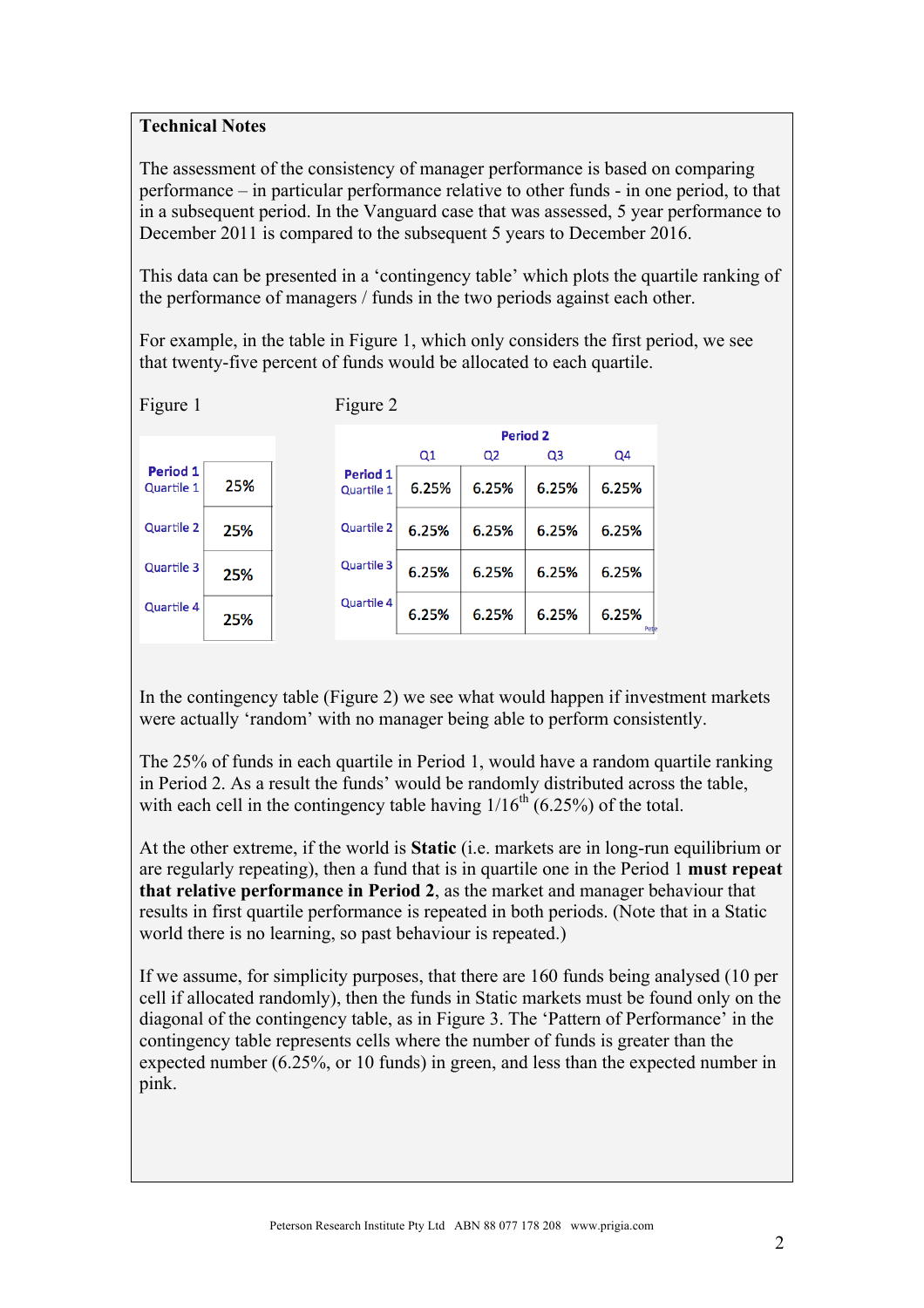## Technical Notes

The assessment of the consistency of manager performance is based on comparing performance – in particular performance relative to other funds - in one period, to that in a subsequent period. In the Vanguard case that was assessed, 5 year performance to December 2011 is compared to the subsequent 5 years to December 2016.

This data can be presented in a 'contingency table' which plots the quartile ranking of the performance of managers / funds in the two periods against each other.

For example, in the table in Figure 1, which only considers the first period, we see that twenty-five percent of funds would be allocated to each quartile.

Figure 1

| Period 1 | |
|---|---|
| Quartile 1 | 25% |
| Quartile 2 | 25% |
| Quartile 3 | 25% |
| Quartile 4 | 25% |

Figure 2

| | Period 2 | | | |
|---|---|---|---|---|
| Period 1 | Q1 | Q2 | Q3 | Q4 |
| Quartile 1 | 6.25% | 6.25% | 6.25% | 6.25% |
| Quartile 2 | 6.25% | 6.25% | 6.25% | 6.25% |
| Quartile 3 | 6.25% | 6.25% | 6.25% | 6.25% |
| Quartile 4 | 6.25% | 6.25% | 6.25% | 6.25% |

In the contingency table (Figure 2) we see what would happen if investment markets were actually 'random' with no manager being able to perform consistently.

The 25% of funds in each quartile in Period 1, would have a random quartile ranking in Period 2. As a result the funds' would be randomly distributed across the table, with each cell in the contingency table having 1/16th (6.25%) of the total.

At the other extreme, if the world is **Static** (i.e. markets are in long-run equilibrium or are regularly repeating), then a fund that is in quartile one in the Period 1 **must repeat that relative performance in Period 2**, as the market and manager behaviour that results in first quartile performance is repeated in both periods. (Note that in a Static world there is no learning, so past behaviour is repeated.)

If we assume, for simplicity purposes, that there are 160 funds being analysed (10 per cell if allocated randomly), then the funds in Static markets must be found only on the diagonal of the contingency table, as in Figure 3. The 'Pattern of Performance' in the contingency table represents cells where the number of funds is greater than the expected number (6.25%, or 10 funds) in green, and less than the expected number in pink.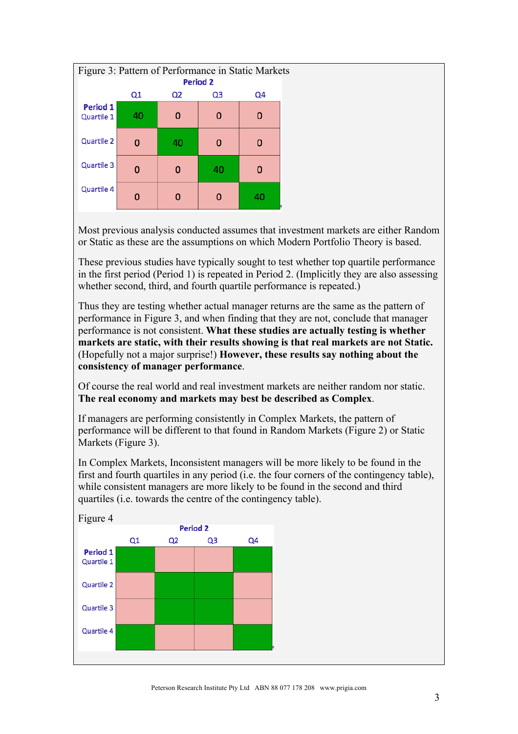Figure 3: Pattern of Performance in Static Markets

| | Period 2 | | | |
|---|---|---|---|---|
| | Q1 | Q2 | Q3 | Q4 |
| **Period 1** Quartile 1 | 40 | 0 | 0 | 0 |
| Quartile 2 | 0 | 40 | 0 | 0 |
| Quartile 3 | 0 | 0 | 40 | 0 |
| Quartile 4 | 0 | 0 | 0 | 40 |

Most previous analysis conducted assumes that investment markets are either Random or Static as these are the assumptions on which Modern Portfolio Theory is based.

These previous studies have typically sought to test whether top quartile performance in the first period (Period 1) is repeated in Period 2. (Implicitly they are also assessing whether second, third, and fourth quartile performance is repeated.)

Thus they are testing whether actual manager returns are the same as the pattern of performance in Figure 3, and when finding that they are not, conclude that manager performance is not consistent. **What these studies are actually testing is whether markets are static, with their results showing is that real markets are not Static.** (Hopefully not a major surprise!) **However, these results say nothing about the consistency of manager performance**.

Of course the real world and real investment markets are neither random nor static. **The real economy and markets may best be described as Complex**.

If managers are performing consistently in Complex Markets, the pattern of performance will be different to that found in Random Markets (Figure 2) or Static Markets (Figure 3).

In Complex Markets, Inconsistent managers will be more likely to be found in the first and fourth quartiles in any period (i.e. the four corners of the contingency table), while consistent managers are more likely to be found in the second and third quartiles (i.e. towards the centre of the contingency table).

Figure 4

| | Period 2 | | | |
|---|---|---|---|---|
| | Q1 | Q2 | Q3 | Q4 |
| **Period 1** Quartile 1 | | | | |
| Quartile 2 | | | | |
| Quartile 3 | | | | |
| Quartile 4 | | | | |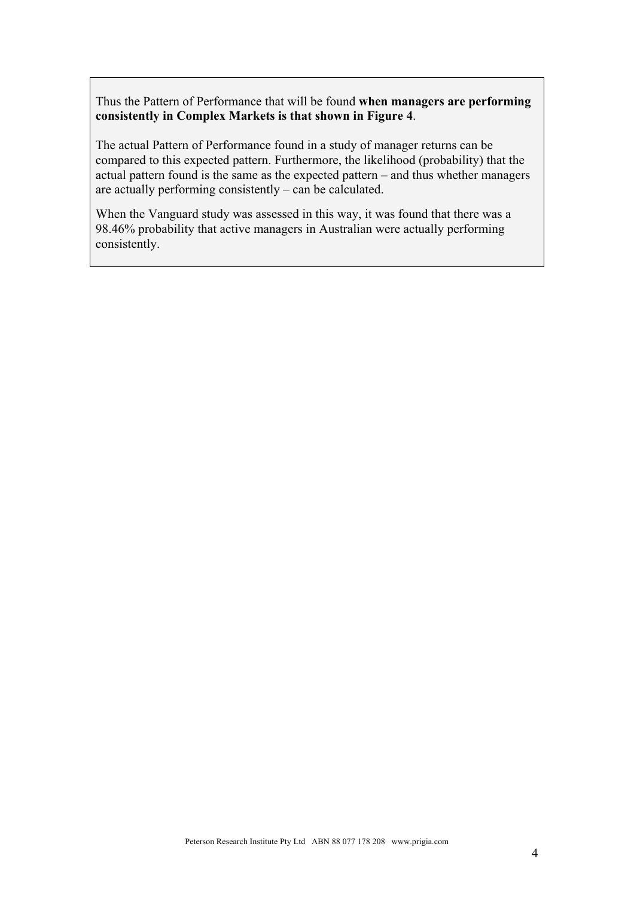Thus the Pattern of Performance that will be found **when managers are performing consistently in Complex Markets is that shown in Figure 4**.

The actual Pattern of Performance found in a study of manager returns can be compared to this expected pattern. Furthermore, the likelihood (probability) that the actual pattern found is the same as the expected pattern – and thus whether managers are actually performing consistently – can be calculated.

When the Vanguard study was assessed in this way, it was found that there was a 98.46% probability that active managers in Australian were actually performing consistently.

Peterson Research Institute Pty Ltd ABN 88 077 178 208 www.prigia.com